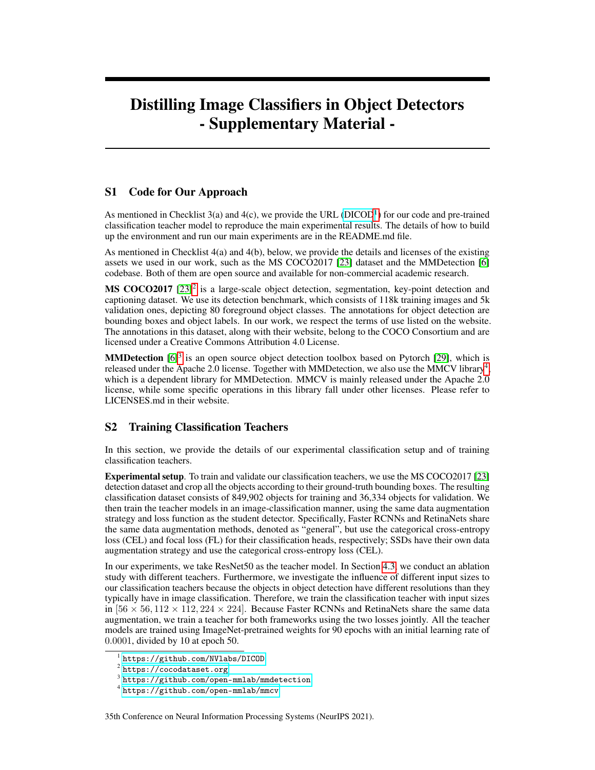# Distilling Image Classifiers in Object Detectors - Supplementary Material -

## S1 Code for Our Approach

As mentioned in Checklist 3(a) and 4(c), we provide the URL (DICOD[1]) for our code and pre-trained classification teacher model to reproduce the main experimental results. The details of how to build up the environment and run our main experiments are in the README.md file.

As mentioned in Checklist 4(a) and 4(b), below, we provide the details and licenses of the existing assets we used in our work, such as the MS COCO2017 [23] dataset and the MMDetection [6] codebase. Both of them are open source and available for non-commercial academic research.

**MS COCO2017** [23][2] is a large-scale object detection, segmentation, key-point detection and captioning dataset. We use its detection benchmark, which consists of 118k training images and 5k validation ones, depicting 80 foreground object classes. The annotations for object detection are bounding boxes and object labels. In our work, we respect the terms of use listed on the website. The annotations in this dataset, along with their website, belong to the COCO Consortium and are licensed under a Creative Commons Attribution 4.0 License.

**MMDetection** [6][3] is an open source object detection toolbox based on Pytorch [29], which is released under the Apache 2.0 license. Together with MMDetection, we also use the MMCV library[4], which is a dependent library for MMDetection. MMCV is mainly released under the Apache 2.0 license, while some specific operations in this library fall under other licenses. Please refer to LICENSES.md in their website.

## S2 Training Classification Teachers

In this section, we provide the details of our experimental classification setup and of training classification teachers.

**Experimental setup**. To train and validate our classification teachers, we use the MS COCO2017 [23] detection dataset and crop all the objects according to their ground-truth bounding boxes. The resulting classification dataset consists of 849,902 objects for training and 36,334 objects for validation. We then train the teacher models in an image-classification manner, using the same data augmentation strategy and loss function as the student detector. Specifically, Faster RCNNs and RetinaNets share the same data augmentation methods, denoted as "general", but use the categorical cross-entropy loss (CEL) and focal loss (FL) for their classification heads, respectively; SSDs have their own data augmentation strategy and use the categorical cross-entropy loss (CEL).

In our experiments, we take ResNet50 as the teacher model. In Section 4.3, we conduct an ablation study with different teachers. Furthermore, we investigate the influence of different input sizes to our classification teachers because the objects in object detection have different resolutions than they typically have in image classification. Therefore, we train the classification teacher with input sizes in $[56 \times 56, 112 \times 112, 224 \times 224]$. Because Faster RCNNs and RetinaNets share the same data augmentation, we train a teacher for both frameworks using the two losses jointly. All the teacher models are trained using ImageNet-pretrained weights for 90 epochs with an initial learning rate of $0.0001$, divided by 10 at epoch 50.

[1] https://github.com/NVlabs/DICOD
[2] https://cocodataset.org
[3] https://github.com/open-mmlab/mmdetection
[4] https://github.com/open-mmlab/mmcv

35th Conference on Neural Information Processing Systems (NeurIPS 2021).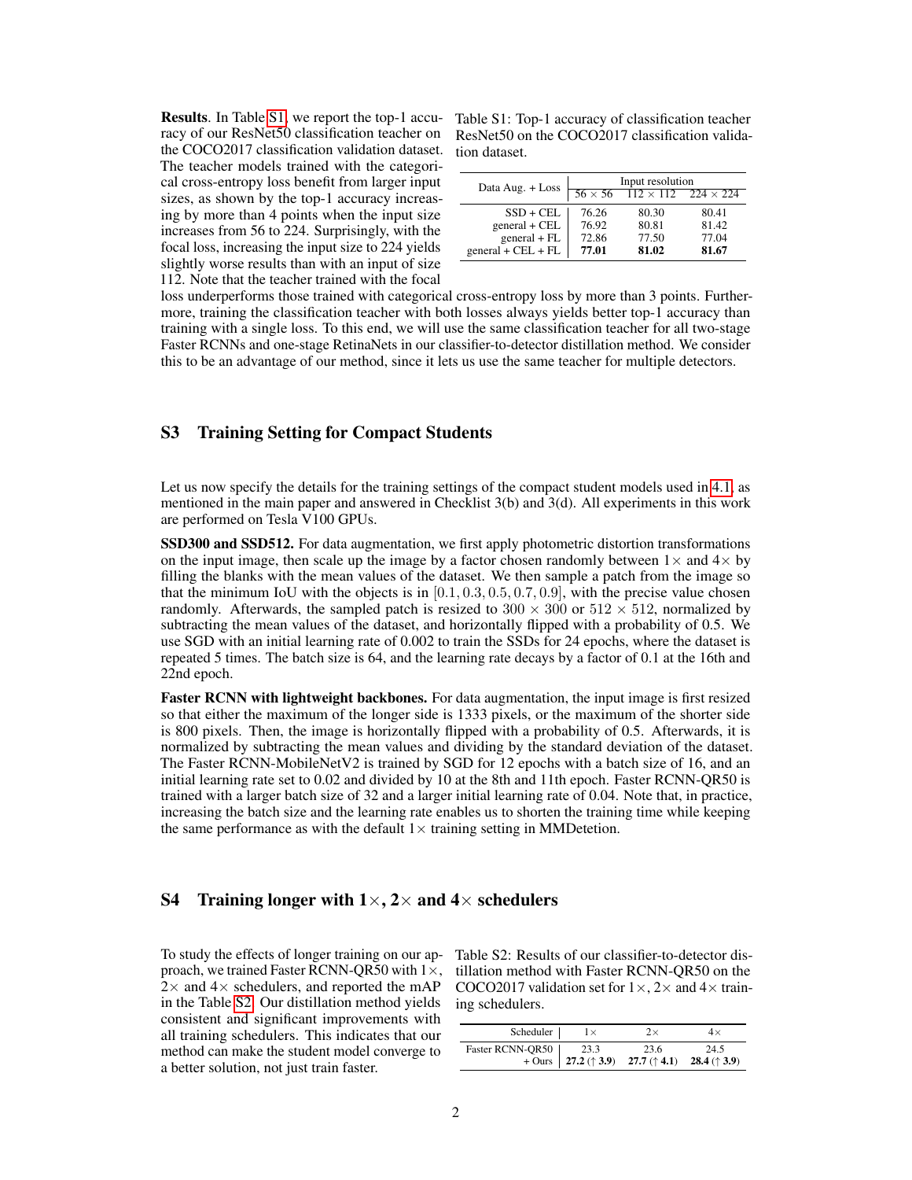**Results**. In Table S1, we report the top-1 accuracy of our ResNet50 classification teacher on the COCO2017 classification validation dataset. The teacher models trained with the categorical cross-entropy loss benefit from larger input sizes, as shown by the top-1 accuracy increasing by more than 4 points when the input size increases from 56 to 224. Surprisingly, with the focal loss, increasing the input size to 224 yields slightly worse results than with an input of size 112. Note that the teacher trained with the focal loss underperforms those trained with categorical cross-entropy loss by more than 3 points. Furthermore, training the classification teacher with both losses always yields better top-1 accuracy than training with a single loss. To this end, we will use the same classification teacher for all two-stage Faster RCNNs and one-stage RetinaNets in our classifier-to-detector distillation method. We consider this to be an advantage of our method, since it lets us use the same teacher for multiple detectors.

Table S1: Top-1 accuracy of classification teacher ResNet50 on the COCO2017 classification validation dataset.

| Data Aug. + Loss | Input resolution | | |
|---|---|---|---|
| | $56 \times 56$ | $112 \times 112$ | $224 \times 224$ |
| SSD + CEL | 76.26 | 80.30 | 80.41 |
| general + CEL | 76.92 | 80.81 | 81.42 |
| general + FL | 72.86 | 77.50 | 77.04 |
| general + CEL + FL | **77.01** | **81.02** | **81.67** |

## S3 Training Setting for Compact Students

Let us now specify the details for the training settings of the compact student models used in 4.1, as mentioned in the main paper and answered in Checklist 3(b) and 3(d). All experiments in this work are performed on Tesla V100 GPUs.

**SSD300 and SSD512.** For data augmentation, we first apply photometric distortion transformations on the input image, then scale up the image by a factor chosen randomly between $1\times$ and $4\times$ by filling the blanks with the mean values of the dataset. We then sample a patch from the image so that the minimum IoU with the objects is in $[0.1, 0.3, 0.5, 0.7, 0.9]$, with the precise value chosen randomly. Afterwards, the sampled patch is resized to $300 \times 300$ or $512 \times 512$, normalized by subtracting the mean values of the dataset, and horizontally flipped with a probability of 0.5. We use SGD with an initial learning rate of 0.002 to train the SSDs for 24 epochs, where the dataset is repeated 5 times. The batch size is 64, and the learning rate decays by a factor of 0.1 at the 16th and 22nd epoch.

**Faster RCNN with lightweight backbones.** For data augmentation, the input image is first resized so that either the maximum of the longer side is 1333 pixels, or the maximum of the shorter side is 800 pixels. Then, the image is horizontally flipped with a probability of 0.5. Afterwards, it is normalized by subtracting the mean values and dividing by the standard deviation of the dataset. The Faster RCNN-MobileNetV2 is trained by SGD for 12 epochs with a batch size of 16, and an initial learning rate set to 0.02 and divided by 10 at the 8th and 11th epoch. Faster RCNN-QR50 is trained with a larger batch size of 32 and a larger initial learning rate of 0.04. Note that, in practice, increasing the batch size and the learning rate enables us to shorten the training time while keeping the same performance as with the default $1\times$ training setting in MMDetetion.

## S4 Training longer with $1\times$, $2\times$ and $4\times$ schedulers

To study the effects of longer training on our approach, we trained Faster RCNN-QR50 with $1\times$, $2\times$ and $4\times$ schedulers, and reported the mAP in the Table S2. Our distillation method yields consistent and significant improvements with all training schedulers. This indicates that our method can make the student model converge to a better solution, not just train faster.

Table S2: Results of our classifier-to-detector distillation method with Faster RCNN-QR50 on the COCO2017 validation set for $1\times$, $2\times$ and $4\times$ training schedulers.

| Scheduler | $1\times$ | $2\times$ | $4\times$ |
|---|---|---|---|
| Faster RCNN-QR50 | 23.3 | 23.6 | 24.5 |
| + Ours | **27.2** (↑ **3.9**) | **27.7** (↑ **4.1**) | **28.4** (↑ **3.9**) |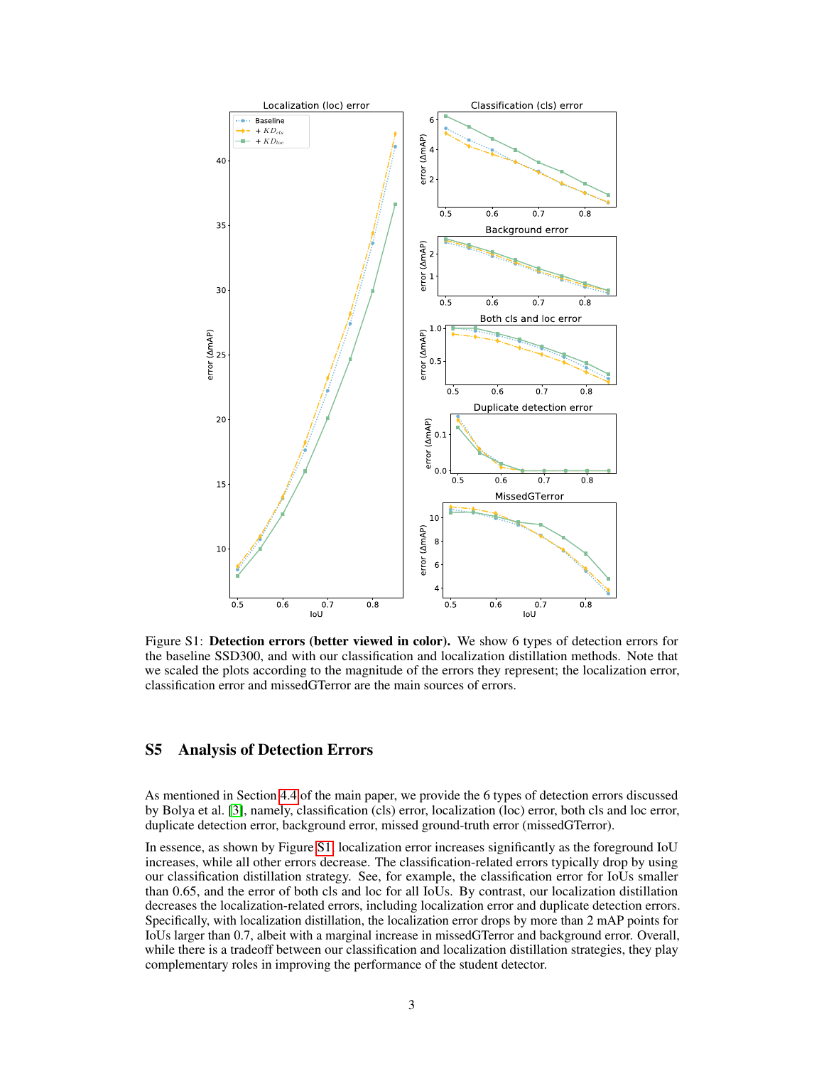Figure S1: **Detection errors (better viewed in color).** We show 6 types of detection errors for the baseline SSD300, and with our classification and localization distillation methods. Note that we scaled the plots according to the magnitude of the errors they represent; the localization error, classification error and missedGTerror are the main sources of errors.

## S5 Analysis of Detection Errors

As mentioned in Section 4.4 of the main paper, we provide the 6 types of detection errors discussed by Bolya et al. [3], namely, classification (cls) error, localization (loc) error, both cls and loc error, duplicate detection error, background error, missed ground-truth error (missedGTerror).

In essence, as shown by Figure S1, localization error increases significantly as the foreground IoU increases, while all other errors decrease. The classification-related errors typically drop by using our classification distillation strategy. See, for example, the classification error for IoUs smaller than 0.65, and the error of both cls and loc for all IoUs. By contrast, our localization distillation decreases the localization-related errors, including localization error and duplicate detection errors. Specifically, with localization distillation, the localization error drops by more than 2 mAP points for IoUs larger than 0.7, albeit with a marginal increase in missedGTerror and background error. Overall, while there is a tradeoff between our classification and localization distillation strategies, they play complementary roles in improving the performance of the student detector.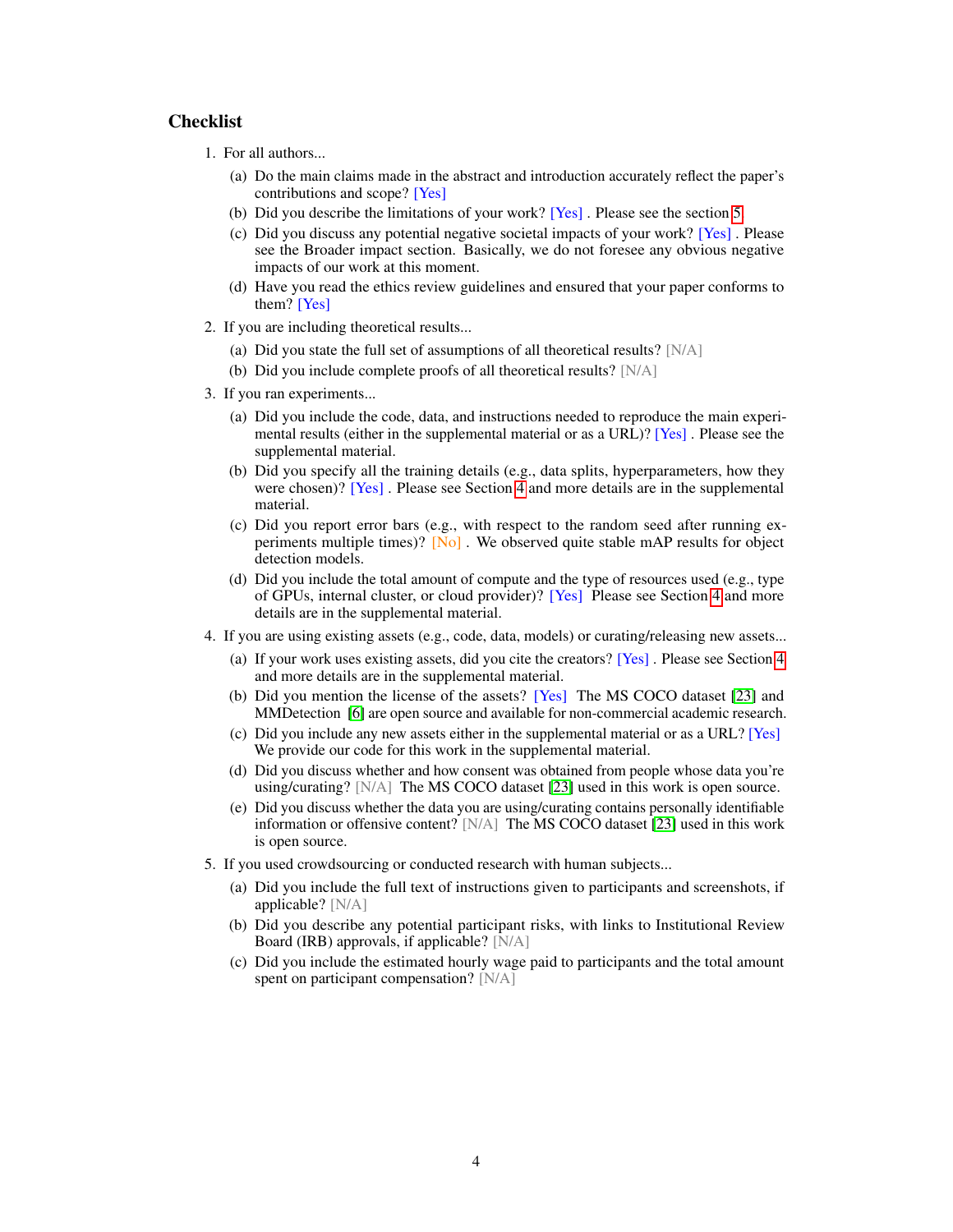## Checklist

1. For all authors...
   (a) Do the main claims made in the abstract and introduction accurately reflect the paper's contributions and scope? [Yes]
   (b) Did you describe the limitations of your work? [Yes] . Please see the section 5
   (c) Did you discuss any potential negative societal impacts of your work? [Yes] . Please see the Broader impact section. Basically, we do not foresee any obvious negative impacts of our work at this moment.
   (d) Have you read the ethics review guidelines and ensured that your paper conforms to them? [Yes]
2. If you are including theoretical results...
   (a) Did you state the full set of assumptions of all theoretical results? [N/A]
   (b) Did you include complete proofs of all theoretical results? [N/A]
3. If you ran experiments...
   (a) Did you include the code, data, and instructions needed to reproduce the main experimental results (either in the supplemental material or as a URL)? [Yes] . Please see the supplemental material.
   (b) Did you specify all the training details (e.g., data splits, hyperparameters, how they were chosen)? [Yes] . Please see Section 4 and more details are in the supplemental material.
   (c) Did you report error bars (e.g., with respect to the random seed after running experiments multiple times)? [No] . We observed quite stable mAP results for object detection models.
   (d) Did you include the total amount of compute and the type of resources used (e.g., type of GPUs, internal cluster, or cloud provider)? [Yes] Please see Section 4 and more details are in the supplemental material.
4. If you are using existing assets (e.g., code, data, models) or curating/releasing new assets...
   (a) If your work uses existing assets, did you cite the creators? [Yes] . Please see Section 4 and more details are in the supplemental material.
   (b) Did you mention the license of the assets? [Yes] The MS COCO dataset [23] and MMDetection [6] are open source and available for non-commercial academic research.
   (c) Did you include any new assets either in the supplemental material or as a URL? [Yes] We provide our code for this work in the supplemental material.
   (d) Did you discuss whether and how consent was obtained from people whose data you're using/curating? [N/A] The MS COCO dataset [23] used in this work is open source.
   (e) Did you discuss whether the data you are using/curating contains personally identifiable information or offensive content? [N/A] The MS COCO dataset [23] used in this work is open source.
5. If you used crowdsourcing or conducted research with human subjects...
   (a) Did you include the full text of instructions given to participants and screenshots, if applicable? [N/A]
   (b) Did you describe any potential participant risks, with links to Institutional Review Board (IRB) approvals, if applicable? [N/A]
   (c) Did you include the estimated hourly wage paid to participants and the total amount spent on participant compensation? [N/A]